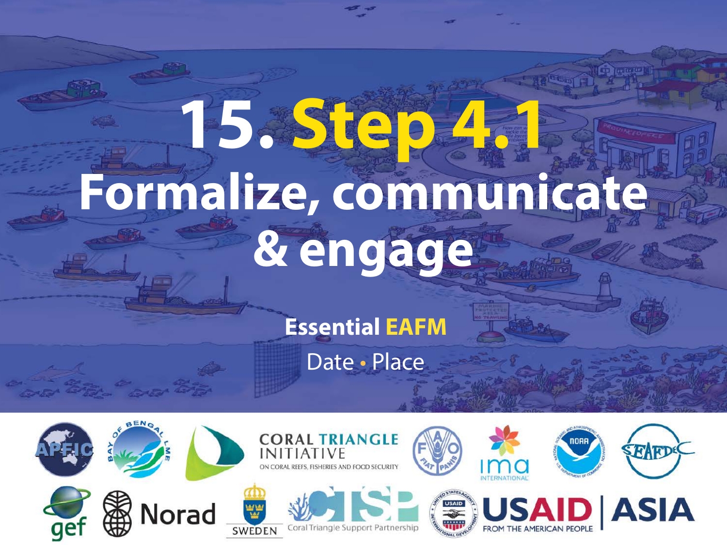# 15. Step 4.1 Formalize, communicate & engage

**Essential EAFM**

Date • Place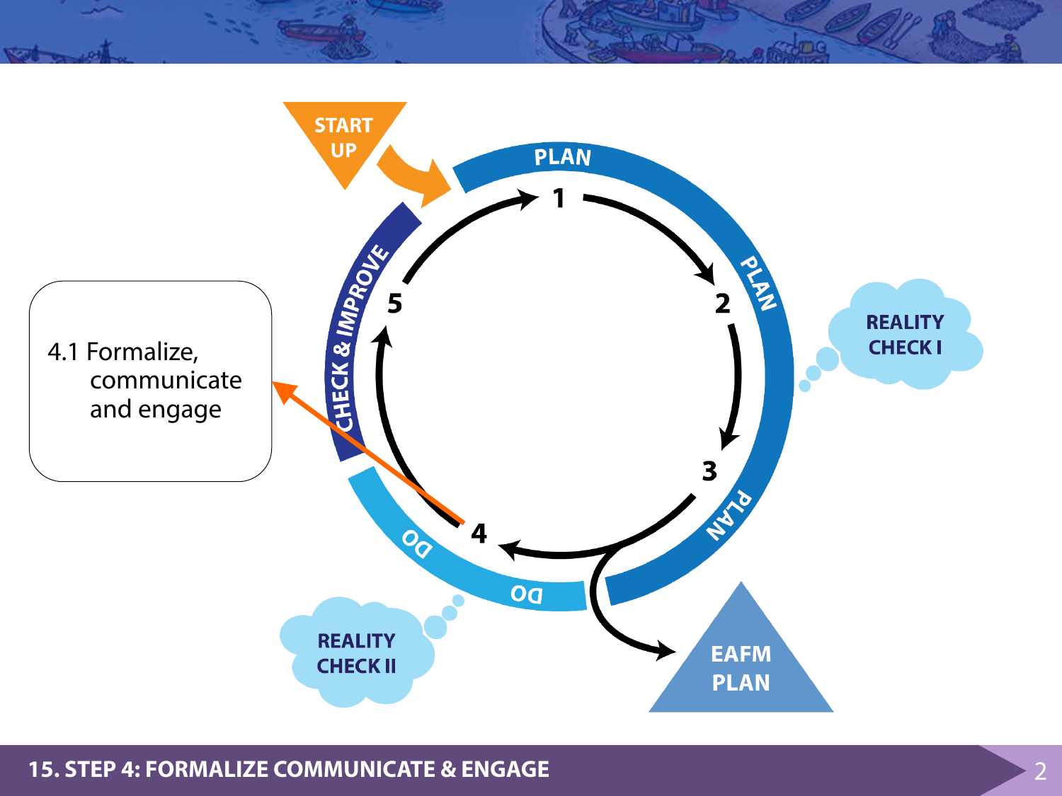START UP

PLAN

1

2

PLAN

REALITY CHECK I

3

PLAN

EAFM PLAN

4

DO

DO

REALITY CHECK II

5

CHECK & IMPROVE

4.1 Formalize, communicate and engage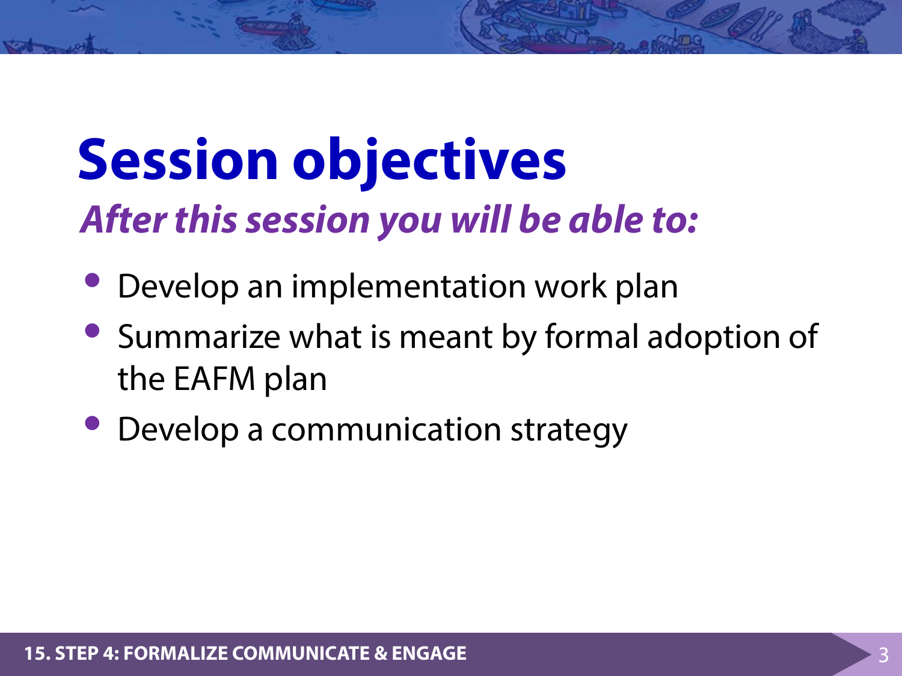# Session objectives

***After this session you will be able to:***

- Develop an implementation work plan
- Summarize what is meant by formal adoption of the EAFM plan
- Develop a communication strategy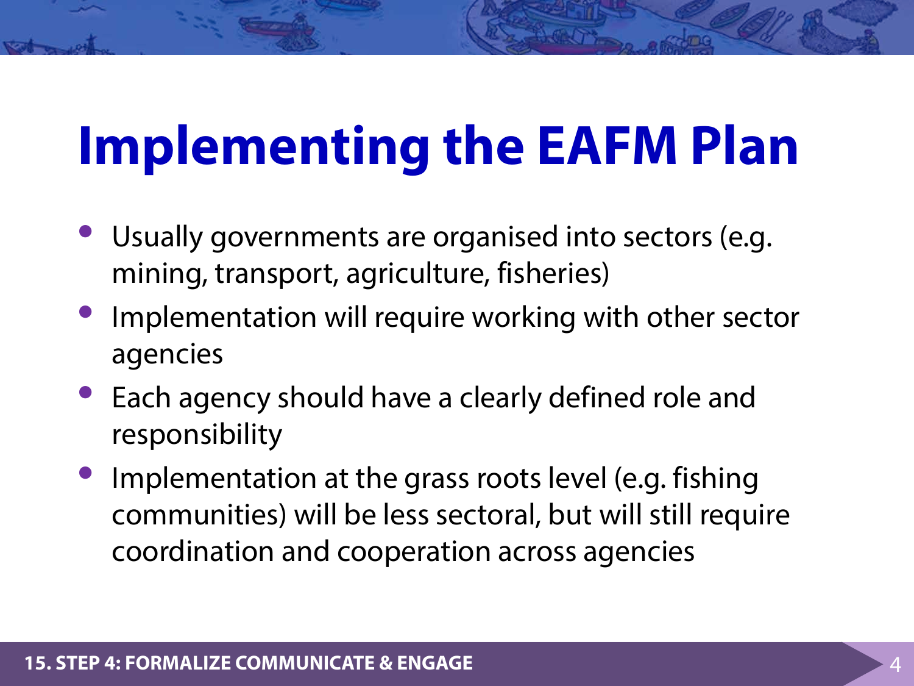# Implementing the EAFM Plan

- Usually governments are organised into sectors (e.g. mining, transport, agriculture, fisheries)
- Implementation will require working with other sector agencies
- Each agency should have a clearly defined role and responsibility
- Implementation at the grass roots level (e.g. fishing communities) will be less sectoral, but will still require coordination and cooperation across agencies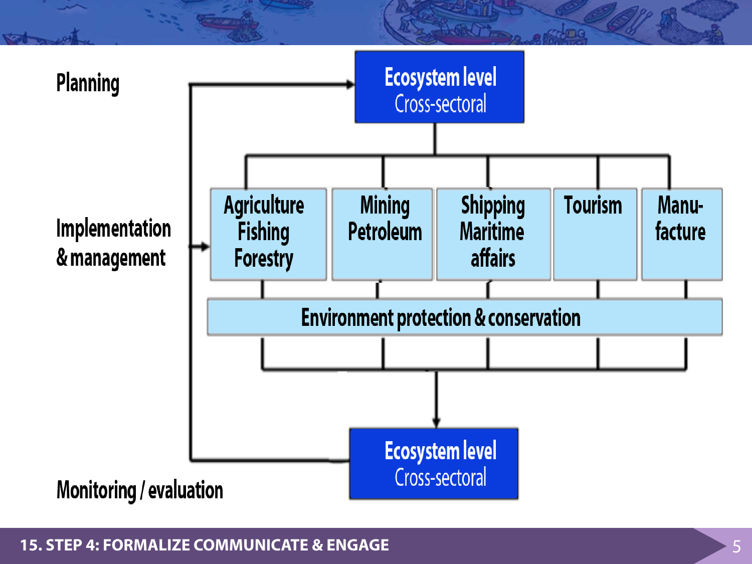Planning

Ecosystem level
Cross-sectoral

Implementation & management

Agriculture Fishing Forestry

Mining Petroleum

Shipping Maritime affairs

Tourism

Manu-facture

Environment protection & conservation

Monitoring / evaluation

Ecosystem level
Cross-sectoral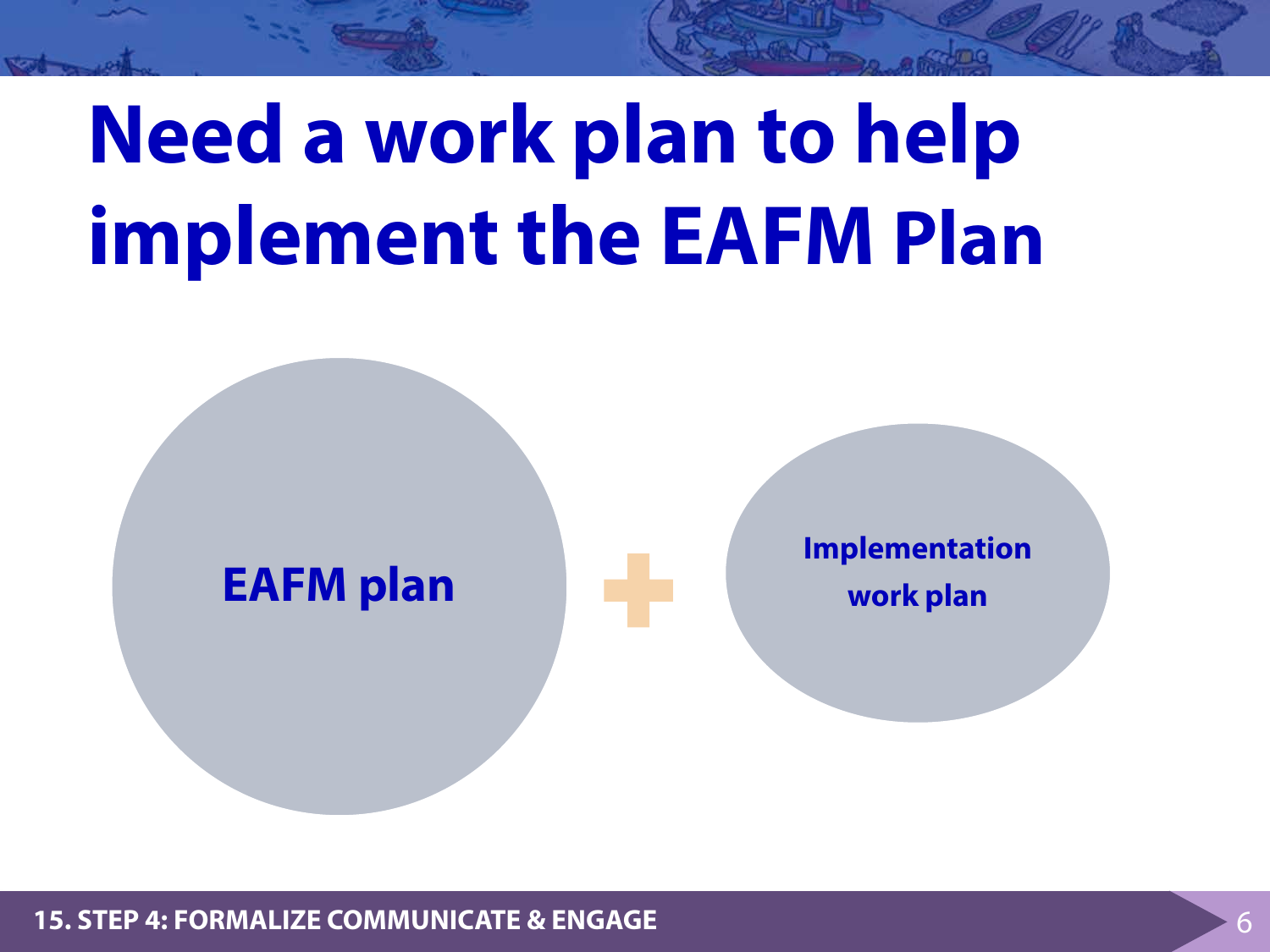# Need a work plan to help implement the EAFM Plan

EAFM plan + Implementation work plan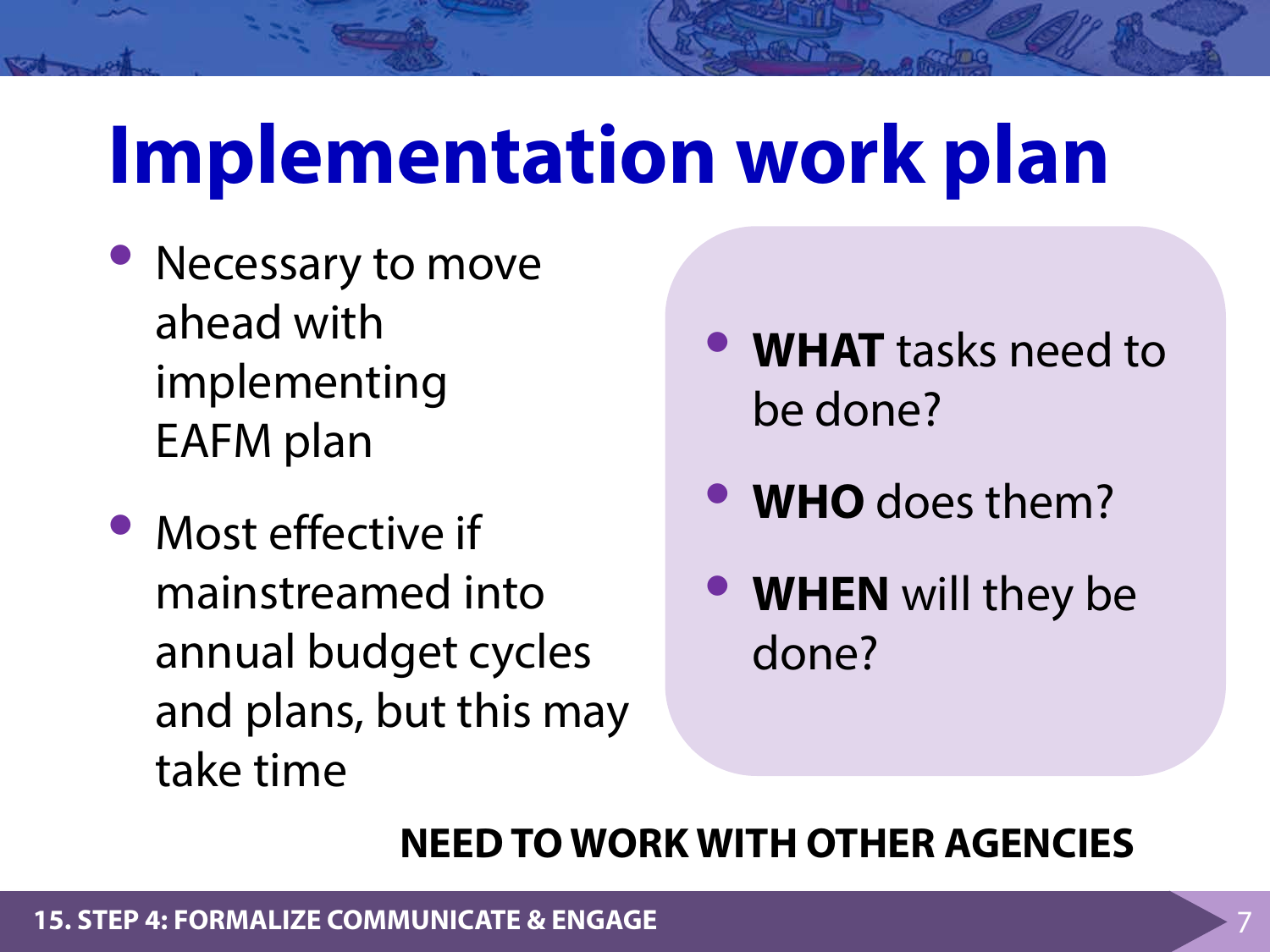# Implementation work plan

- Necessary to move ahead with implementing EAFM plan
- Most effective if mainstreamed into annual budget cycles and plans, but this may take time

- **WHAT** tasks need to be done?
- **WHO** does them?
- **WHEN** will they be done?

**NEED TO WORK WITH OTHER AGENCIES**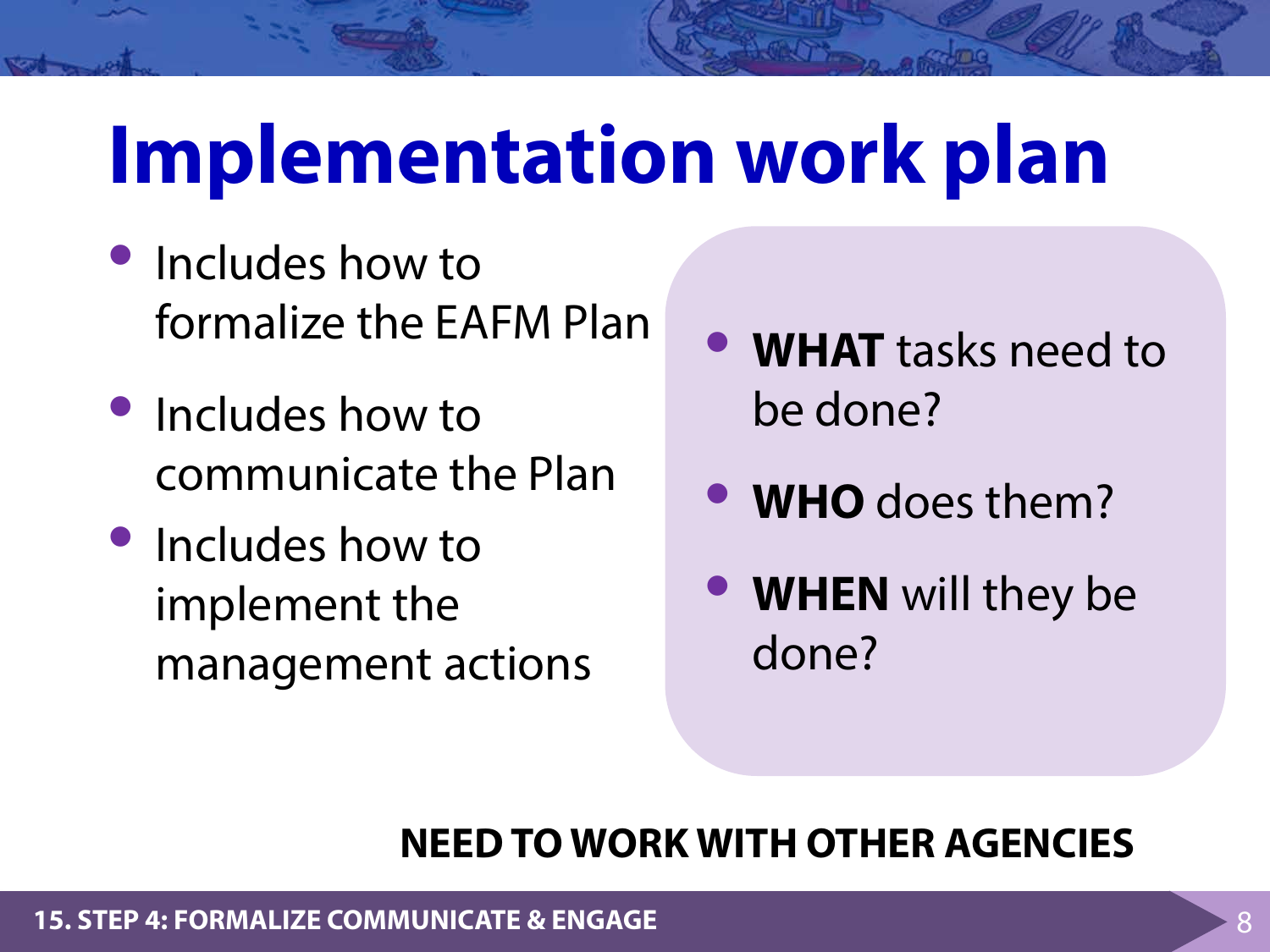# Implementation work plan

- Includes how to formalize the EAFM Plan
- Includes how to communicate the Plan
- Includes how to implement the management actions

- **WHAT** tasks need to be done?
- **WHO** does them?
- **WHEN** will they be done?

**NEED TO WORK WITH OTHER AGENCIES**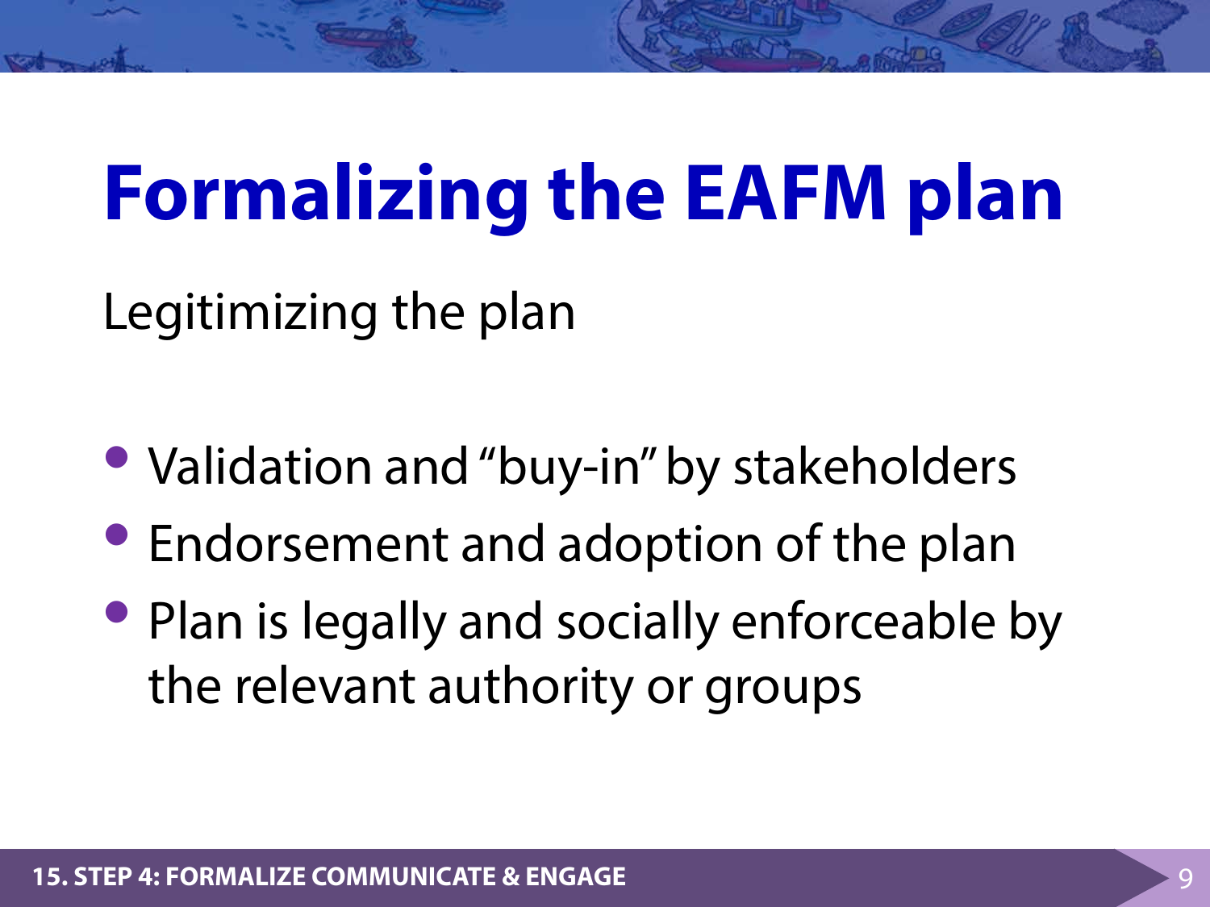# Formalizing the EAFM plan

Legitimizing the plan

- Validation and "buy-in" by stakeholders
- Endorsement and adoption of the plan
- Plan is legally and socially enforceable by the relevant authority or groups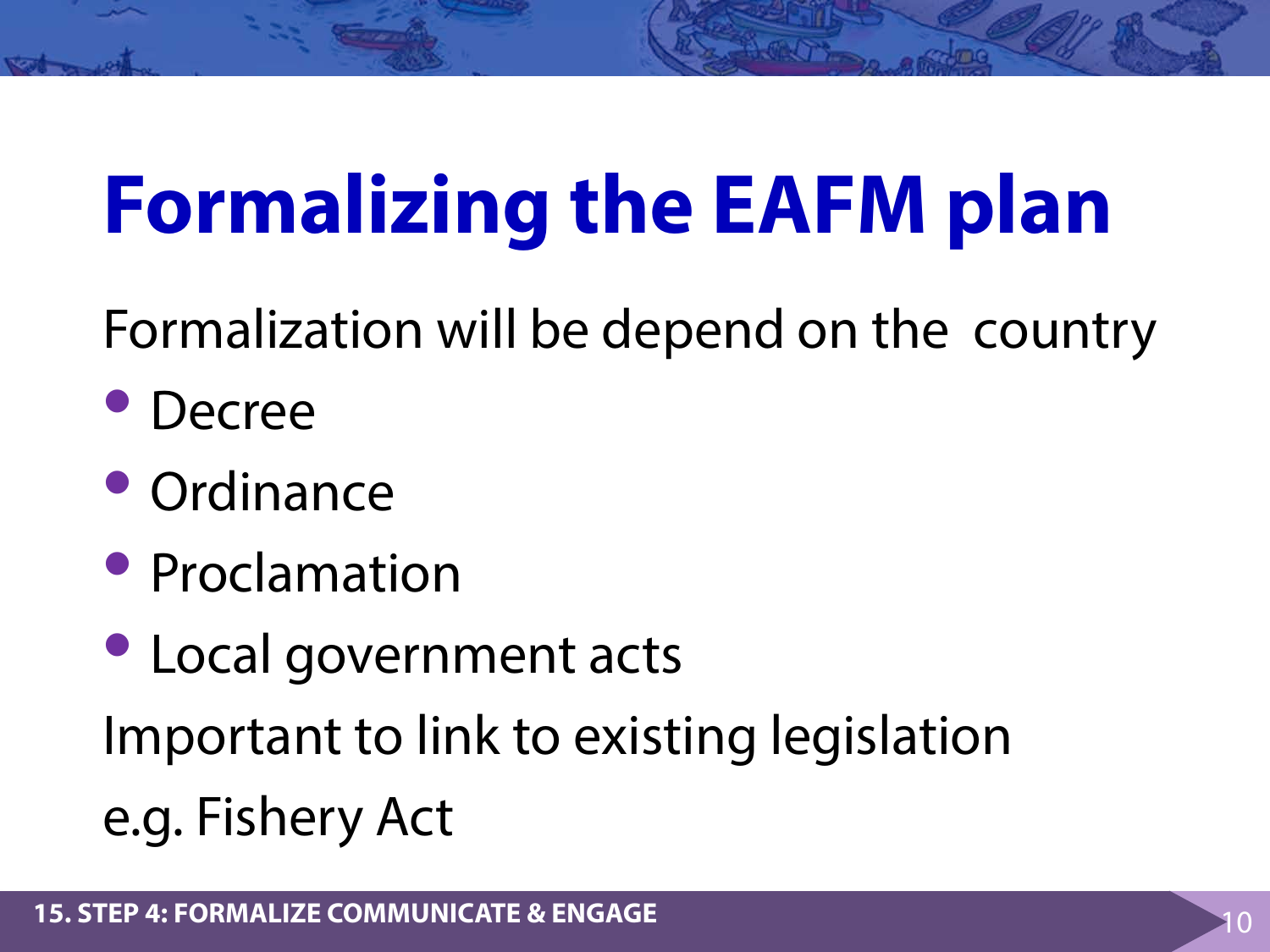# Formalizing the EAFM plan

Formalization will be depend on the country

- Decree
- Ordinance
- Proclamation
- Local government acts

Important to link to existing legislation

e.g. Fishery Act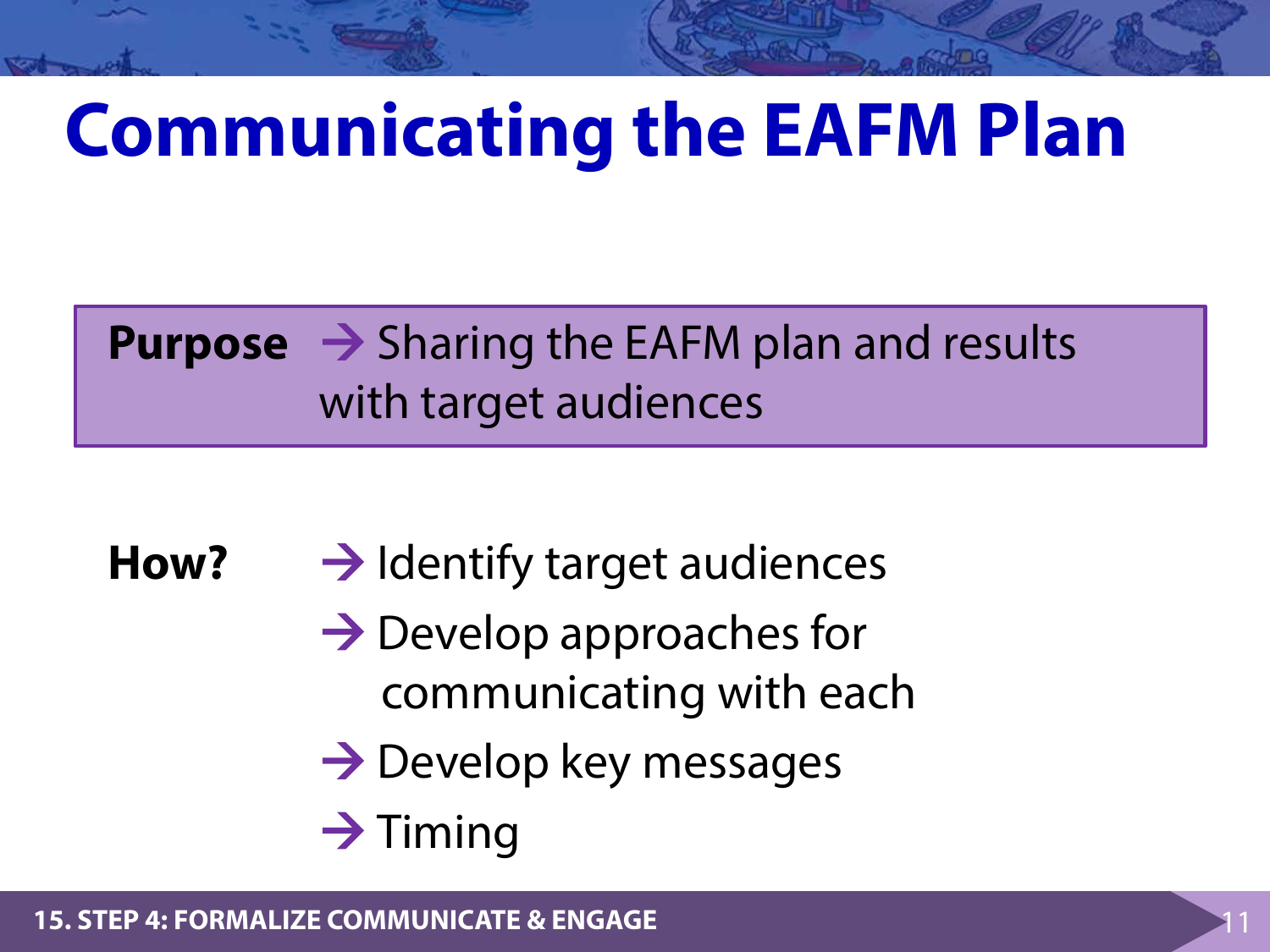# Communicating the EAFM Plan

**Purpose** → Sharing the EAFM plan and results with target audiences

**How?**

- → Identify target audiences
- → Develop approaches for communicating with each
- → Develop key messages
- → Timing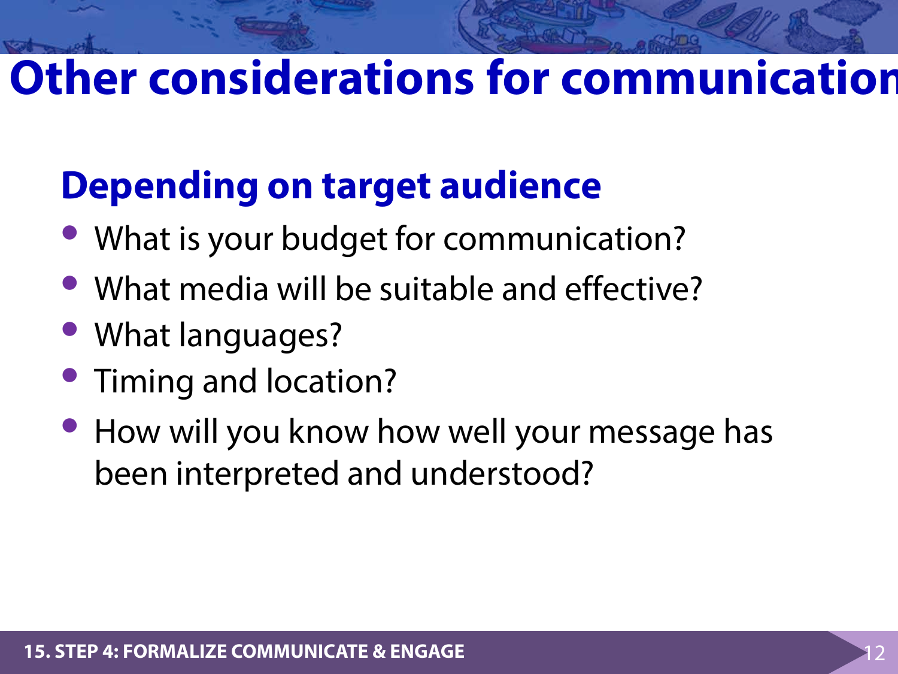# Other considerations for communication

## Depending on target audience

- What is your budget for communication?
- What media will be suitable and effective?
- What languages?
- Timing and location?
- How will you know how well your message has been interpreted and understood?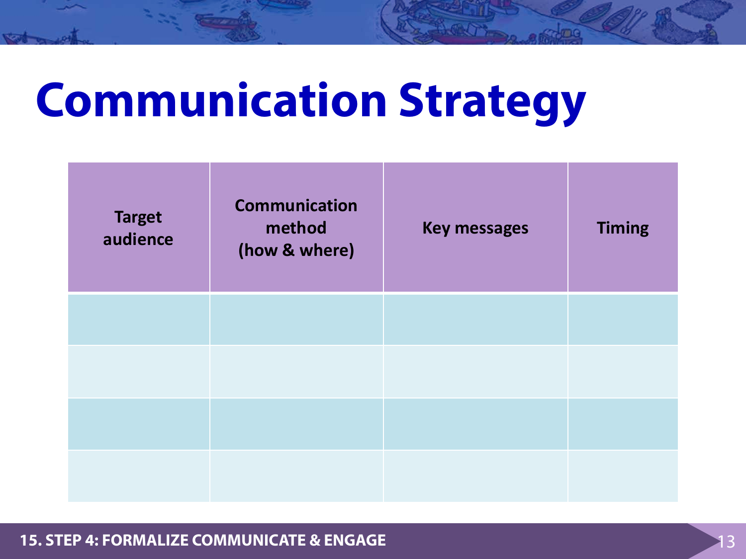# Communication Strategy

| Target audience | Communication method (how & where) | Key messages | Timing |
|---|---|---|---|
| | | | |
| | | | |
| | | | |
| | | | |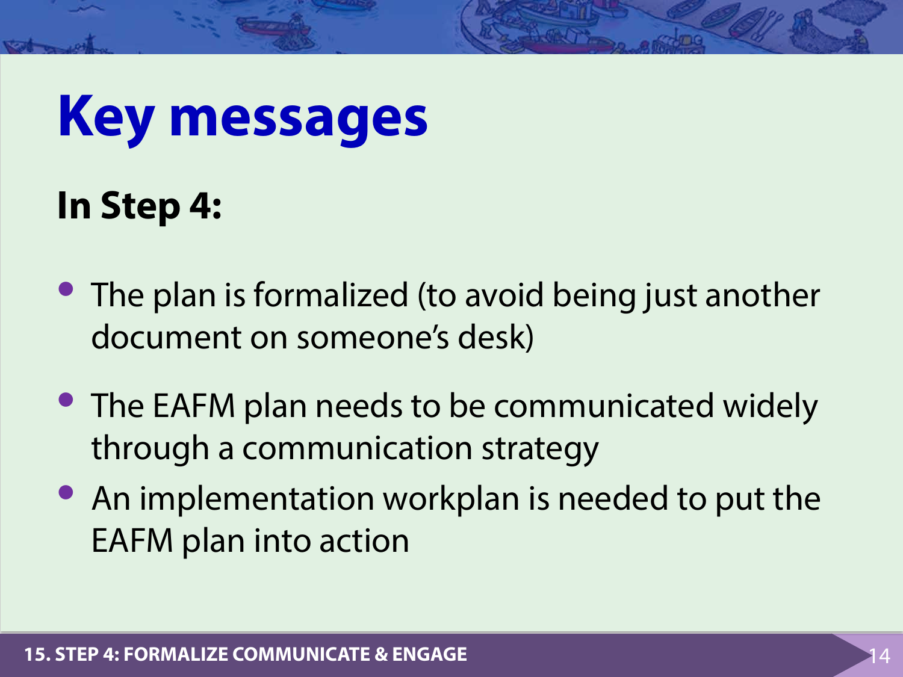# Key messages

## In Step 4:

- The plan is formalized (to avoid being just another document on someone's desk)
- The EAFM plan needs to be communicated widely through a communication strategy
- An implementation workplan is needed to put the EAFM plan into action